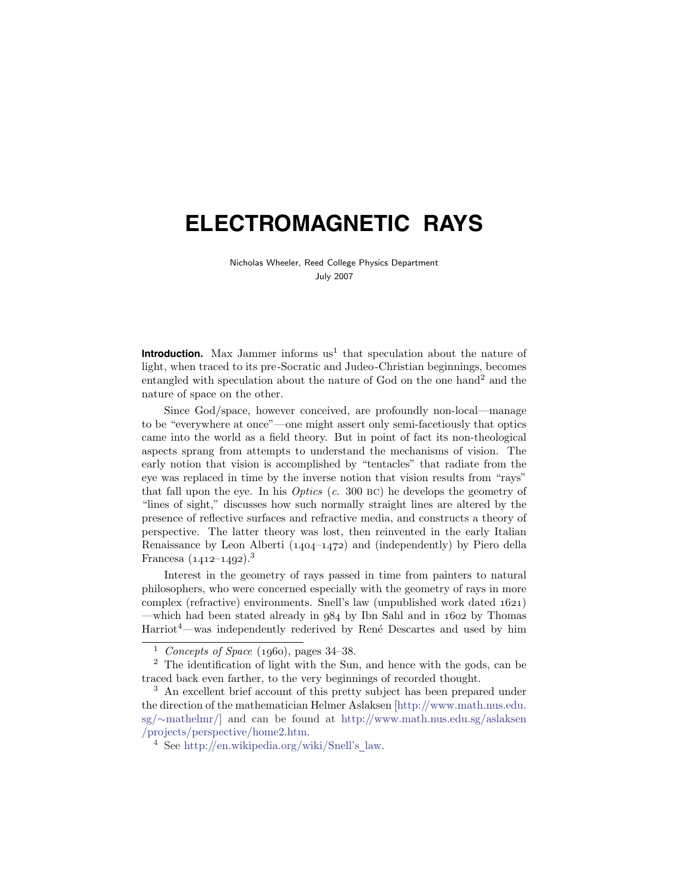# ELECTROMAGNETIC RAYS

Nicholas Wheeler, Reed College Physics Department
July 2007

**Introduction.** Max Jammer informs us[1] that speculation about the nature of light, when traced to its pre-Socratic and Judeo-Christian beginnings, becomes entangled with speculation about the nature of God on the one hand[2] and the nature of space on the other.

Since God/space, however conceived, are profoundly non-local—manage to be "everywhere at once"—one might assert only semi-facetiously that optics came into the world as a field theory. But in point of fact its non-theological aspects sprang from attempts to understand the mechanisms of vision. The early notion that vision is accomplished by "tentacles" that radiate from the eye was replaced in time by the inverse notion that vision results from "rays" that fall upon the eye. In his *Optics* (*c.* 300 BC) he develops the geometry of "lines of sight," discusses how such normally straight lines are altered by the presence of reflective surfaces and refractive media, and constructs a theory of perspective. The latter theory was lost, then reinvented in the early Italian Renaissance by Leon Alberti (1404–1472) and (independently) by Piero della Francesa (1412–1492).[3]

Interest in the geometry of rays passed in time from painters to natural philosophers, who were concerned especially with the geometry of rays in more complex (refractive) environments. Snell's law (unpublished work dated 1621) —which had been stated already in 984 by Ibn Sahl and in 1602 by Thomas Harriot[4]—was independently rederived by René Descartes and used by him

---

[1] *Concepts of Space* (1960), pages 34–38.

[2] The identification of light with the Sun, and hence with the gods, can be traced back even farther, to the very beginnings of recorded thought.

[3] An excellent brief account of this pretty subject has been prepared under the direction of the mathematician Helmer Aslaksen [http://www.math.nus.edu.sg/~mathelmr/] and can be found at http://www.math.nus.edu.sg/aslaksen/projects/perspective/home2.htm.

[4] See http://en.wikipedia.org/wiki/Snell's_law.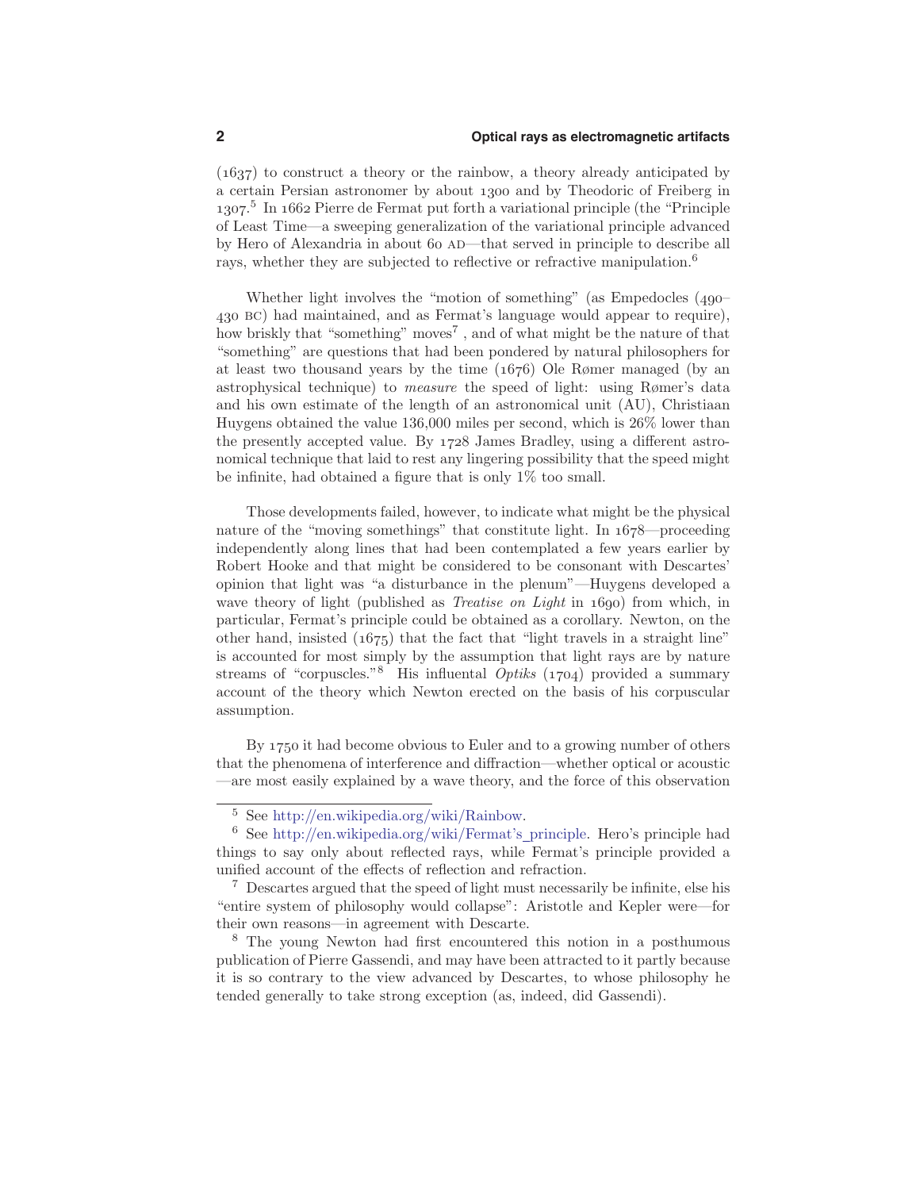(1637) to construct a theory or the rainbow, a theory already anticipated by a certain Persian astronomer by about 1300 and by Theodoric of Freiberg in 1307.[5] In 1662 Pierre de Fermat put forth a variational principle (the "Principle of Least Time—a sweeping generalization of the variational principle advanced by Hero of Alexandria in about 60 AD—that served in principle to describe all rays, whether they are subjected to reflective or refractive manipulation.[6]

Whether light involves the "motion of something" (as Empedocles (490–430 BC) had maintained, and as Fermat's language would appear to require), how briskly that "something" moves[7] , and of what might be the nature of that "something" are questions that had been pondered by natural philosophers for at least two thousand years by the time (1676) Ole Rømer managed (by an astrophysical technique) to *measure* the speed of light: using Rømer's data and his own estimate of the length of an astronomical unit (AU), Christiaan Huygens obtained the value 136,000 miles per second, which is 26% lower than the presently accepted value. By 1728 James Bradley, using a different astronomical technique that laid to rest any lingering possibility that the speed might be infinite, had obtained a figure that is only 1% too small.

Those developments failed, however, to indicate what might be the physical nature of the "moving somethings" that constitute light. In 1678—proceeding independently along lines that had been contemplated a few years earlier by Robert Hooke and that might be considered to be consonant with Descartes' opinion that light was "a disturbance in the plenum"—Huygens developed a wave theory of light (published as *Treatise on Light* in 1690) from which, in particular, Fermat's principle could be obtained as a corollary. Newton, on the other hand, insisted (1675) that the fact that "light travels in a straight line" is accounted for most simply by the assumption that light rays are by nature streams of "corpuscles."[8] His influential *Optiks* (1704) provided a summary account of the theory which Newton erected on the basis of his corpuscular assumption.

By 1750 it had become obvious to Euler and to a growing number of others that the phenomena of interference and diffraction—whether optical or acoustic—are most easily explained by a wave theory, and the force of this observation

---

[5] See http://en.wikipedia.org/wiki/Rainbow.

[6] See http://en.wikipedia.org/wiki/Fermat's_principle. Hero's principle had things to say only about reflected rays, while Fermat's principle provided a unified account of the effects of reflection and refraction.

[7] Descartes argued that the speed of light must necessarily be infinite, else his "entire system of philosophy would collapse": Aristotle and Kepler were—for their own reasons—in agreement with Descarte.

[8] The young Newton had first encountered this notion in a posthumous publication of Pierre Gassendi, and may have been attracted to it partly because it is so contrary to the view advanced by Descartes, to whose philosophy he tended generally to take strong exception (as, indeed, did Gassendi).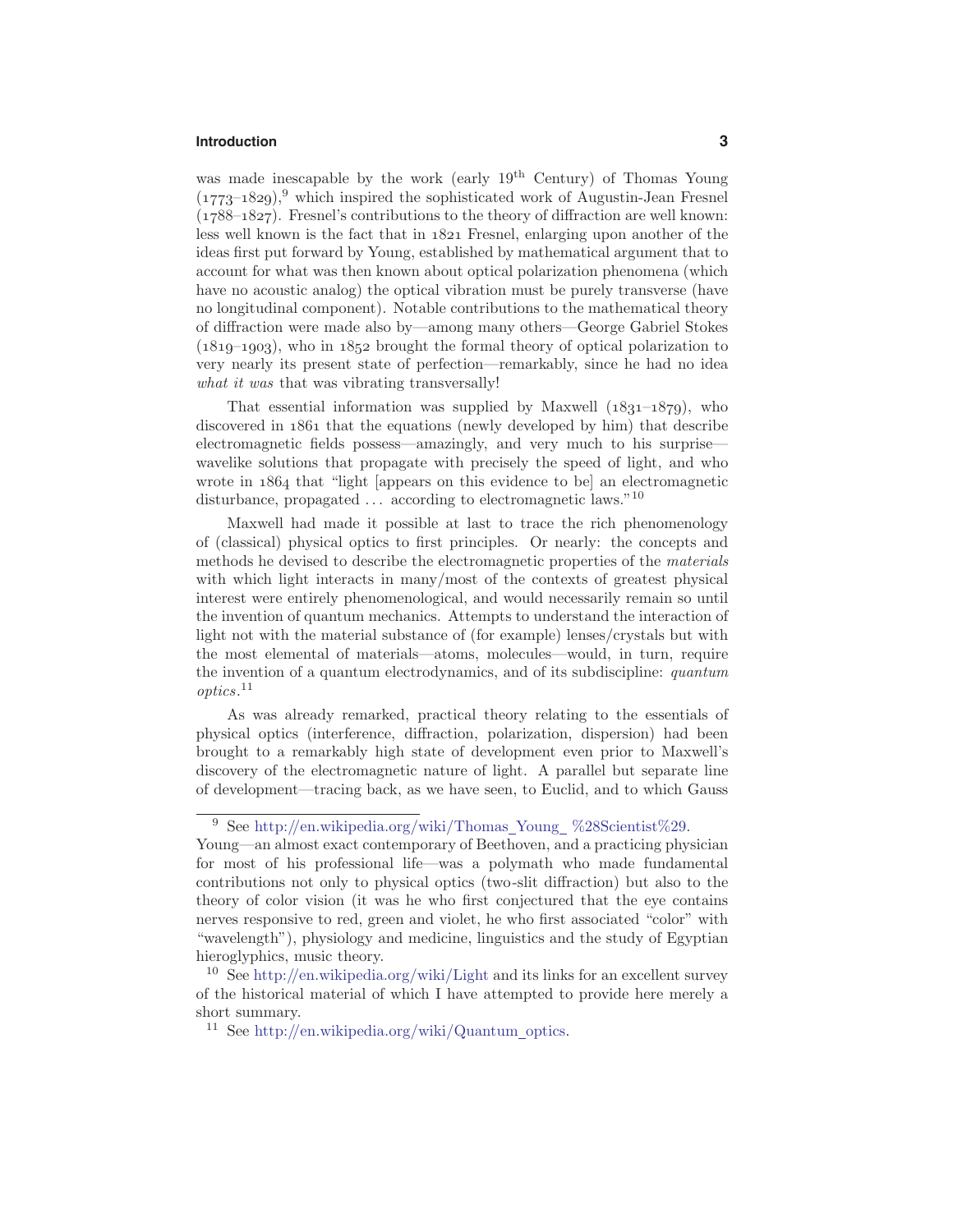was made inescapable by the work (early 19$^{\text{th}}$ Century) of Thomas Young (1773–1829),[9] which inspired the sophisticated work of Augustin-Jean Fresnel (1788–1827). Fresnel's contributions to the theory of diffraction are well known: less well known is the fact that in 1821 Fresnel, enlarging upon another of the ideas first put forward by Young, established by mathematical argument that to account for what was then known about optical polarization phenomena (which have no acoustic analog) the optical vibration must be purely transverse (have no longitudinal component). Notable contributions to the mathematical theory of diffraction were made also by—among many others—George Gabriel Stokes (1819–1903), who in 1852 brought the formal theory of optical polarization to very nearly its present state of perfection—remarkably, since he had no idea *what it was* that was vibrating transversally!

That essential information was supplied by Maxwell (1831–1879), who discovered in 1861 that the equations (newly developed by him) that describe electromagnetic fields possess—amazingly, and very much to his surprise—wavelike solutions that propagate with precisely the speed of light, and who wrote in 1864 that "light [appears on this evidence to be] an electromagnetic disturbance, propagated ... according to electromagnetic laws."[10]

Maxwell had made it possible at last to trace the rich phenomenology of (classical) physical optics to first principles. Or nearly: the concepts and methods he devised to describe the electromagnetic properties of the *materials* with which light interacts in many/most of the contexts of greatest physical interest were entirely phenomenological, and would necessarily remain so until the invention of quantum mechanics. Attempts to understand the interaction of light not with the material substance of (for example) lenses/crystals but with the most elemental of materials—atoms, molecules—would, in turn, require the invention of a quantum electrodynamics, and of its subdiscipline: *quantum optics*.[11]

As was already remarked, practical theory relating to the essentials of physical optics (interference, diffraction, polarization, dispersion) had been brought to a remarkably high state of development even prior to Maxwell's discovery of the electromagnetic nature of light. A parallel but separate line of development—tracing back, as we have seen, to Euclid, and to which Gauss

---

[9] See http://en.wikipedia.org/wiki/Thomas_Young_%28Scientist%29. Young—an almost exact contemporary of Beethoven, and a practicing physician for most of his professional life—was a polymath who made fundamental contributions not only to physical optics (two-slit diffraction) but also to the theory of color vision (it was he who first conjectured that the eye contains nerves responsive to red, green and violet, he who first associated "color" with "wavelength"), physiology and medicine, linguistics and the study of Egyptian hieroglyphics, music theory.

[10] See http://en.wikipedia.org/wiki/Light and its links for an excellent survey of the historical material of which I have attempted to provide here merely a short summary.

[11] See http://en.wikipedia.org/wiki/Quantum_optics.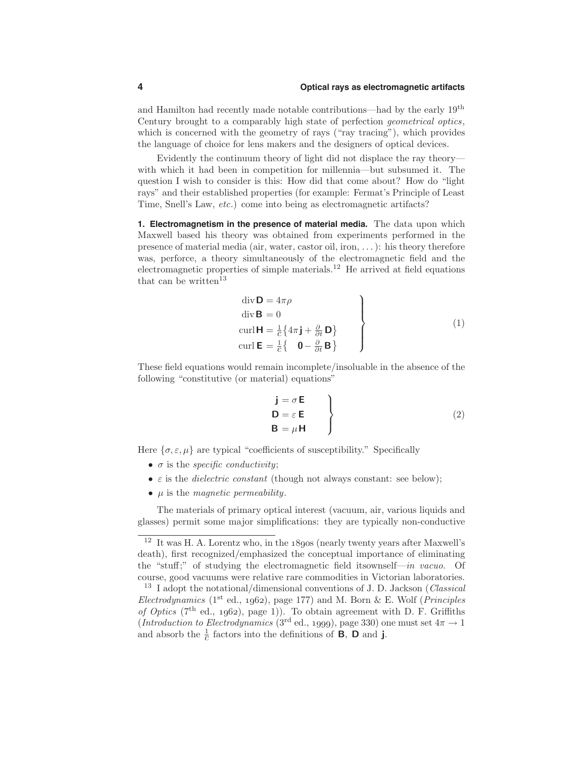and Hamilton had recently made notable contributions—had by the early 19[th] Century brought to a comparably high state of perfection *geometrical optics*, which is concerned with the geometry of rays ("ray tracing"), which provides the language of choice for lens makers and the designers of optical devices.

Evidently the continuum theory of light did not displace the ray theory—with which it had been in competition for millennia—but subsumed it. The question I wish to consider is this: How did that come about? How do "light rays" and their established properties (for example: Fermat's Principle of Least Time, Snell's Law, *etc.*) come into being as electromagnetic artifacts?

**1. Electromagnetism in the presence of material media.** The data upon which Maxwell based his theory was obtained from experiments performed in the presence of material media (air, water, castor oil, iron, ...): his theory therefore was, perforce, a theory simultaneously of the electromagnetic field and the electromagnetic properties of simple materials.[12] He arrived at field equations that can be written[13]

$$
\left.
\begin{aligned}
\operatorname{div}\mathbf{D} &= 4\pi\rho \\
\operatorname{div}\mathbf{B} &= 0 \\
\operatorname{curl}\mathbf{H} &= \tfrac{1}{c}\big\{4\pi\mathbf{j} + \tfrac{\partial}{\partial t}\mathbf{D}\big\} \\
\operatorname{curl}\mathbf{E} &= \tfrac{1}{c}\big\{\quad \mathbf{0} - \tfrac{\partial}{\partial t}\mathbf{B}\big\}
\end{aligned}
\right\}
\tag{1}
$$

These field equations would remain incomplete/insoluable in the absence of the following "constitutive (or material) equations"

$$
\left.
\begin{aligned}
\mathbf{j} &= \sigma\,\mathbf{E} \\
\mathbf{D} &= \varepsilon\,\mathbf{E} \\
\mathbf{B} &= \mu\,\mathbf{H}
\end{aligned}
\right\}
\tag{2}
$$

Here $\{\sigma, \varepsilon, \mu\}$ are typical "coefficients of susceptibility." Specifically

- $\sigma$ is the *specific conductivity*;
- $\varepsilon$ is the *dielectric constant* (though not always constant: see below);
- $\mu$ is the *magnetic permeability*.

The materials of primary optical interest (vacuum, air, various liquids and glasses) permit some major simplifications: they are typically non-conductive

---

[12] It was H. A. Lorentz who, in the 1890s (nearly twenty years after Maxwell's death), first recognized/emphasized the conceptual importance of eliminating the "stuff;" of studying the electromagnetic field itsownself—*in vacuo*. Of course, good vacuums were relative rare commodities in Victorian laboratories.

[13] I adopt the notational/dimensional conventions of J. D. Jackson (*Classical Electrodynamics* (1[st] ed., 1962), page 177) and M. Born & E. Wolf (*Principles of Optics* (7[th] ed., 1962), page 1)). To obtain agreement with D. F. Griffiths (*Introduction to Electrodynamics* (3[rd] ed., 1999), page 330) one must set $4\pi \to 1$ and absorb the $\frac{1}{c}$ factors into the definitions of $\mathbf{B}$, $\mathbf{D}$ and $\mathbf{j}$.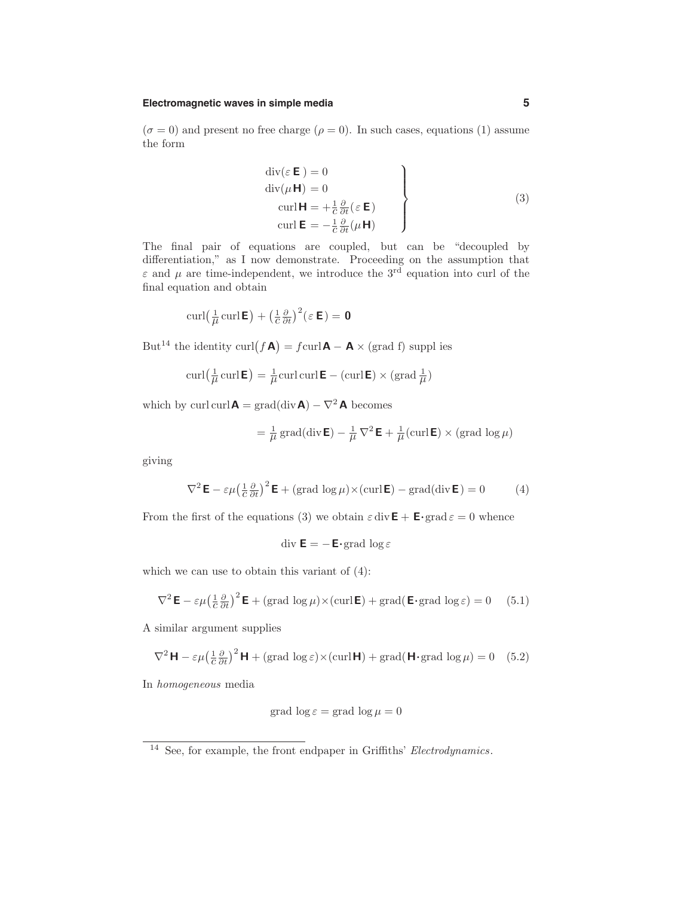($\sigma = 0$) and present no free charge ($\rho = 0$). In such cases, equations (1) assume the form

$$\left.\begin{aligned}
\operatorname{div}(\varepsilon\,\mathbf{E}\,) &= 0\\
\operatorname{div}(\mu\mathbf{H}) &= 0\\
\operatorname{curl}\mathbf{H} &= +\tfrac{1}{c}\tfrac{\partial}{\partial t}(\varepsilon\,\mathbf{E}\,)\\
\operatorname{curl}\mathbf{E} &= -\tfrac{1}{c}\tfrac{\partial}{\partial t}(\mu\mathbf{H})
\end{aligned}\right\}\tag{3}$$

The final pair of equations are coupled, but can be "decoupled by differentiation," as I now demonstrate. Proceeding on the assumption that $\varepsilon$ and $\mu$ are time-independent, we introduce the 3rd equation into curl of the final equation and obtain

$$\operatorname{curl}\big(\tfrac{1}{\mu}\operatorname{curl}\mathbf{E}\big) + \big(\tfrac{1}{c}\tfrac{\partial}{\partial t}\big)^2(\varepsilon\,\mathbf{E}\,) = \mathbf{0}$$

But[14] the identity $\operatorname{curl}\big(f\mathbf{A}\big) = f\operatorname{curl}\mathbf{A} - \mathbf{A}\times(\text{grad f})$ suppl ies

$$\operatorname{curl}\big(\tfrac{1}{\mu}\operatorname{curl}\mathbf{E}\big) = \tfrac{1}{\mu}\operatorname{curl}\operatorname{curl}\mathbf{E} - (\operatorname{curl}\mathbf{E})\times(\operatorname{grad}\tfrac{1}{\mu})$$

which by $\operatorname{curl}\operatorname{curl}\mathbf{A} = \operatorname{grad}(\operatorname{div}\mathbf{A}) - \nabla^2\mathbf{A}$ becomes

$$= \tfrac{1}{\mu}\operatorname{grad}(\operatorname{div}\mathbf{E}) - \tfrac{1}{\mu}\nabla^2\mathbf{E} + \tfrac{1}{\mu}(\operatorname{curl}\mathbf{E})\times(\operatorname{grad}\log\mu)$$

giving

$$\nabla^2\mathbf{E} - \varepsilon\mu\big(\tfrac{1}{c}\tfrac{\partial}{\partial t}\big)^2\mathbf{E} + (\operatorname{grad}\log\mu)\times(\operatorname{curl}\mathbf{E}) - \operatorname{grad}(\operatorname{div}\mathbf{E}) = 0 \tag{4}$$

From the first of the equations (3) we obtain $\varepsilon\operatorname{div}\mathbf{E} + \mathbf{E}\cdot\operatorname{grad}\varepsilon = 0$ whence

$$\operatorname{div}\mathbf{E} = -\mathbf{E}\cdot\operatorname{grad}\log\varepsilon$$

which we can use to obtain this variant of (4):

$$\nabla^2\mathbf{E} - \varepsilon\mu\big(\tfrac{1}{c}\tfrac{\partial}{\partial t}\big)^2\mathbf{E} + (\operatorname{grad}\log\mu)\times(\operatorname{curl}\mathbf{E}) + \operatorname{grad}(\mathbf{E}\cdot\operatorname{grad}\log\varepsilon) = 0 \tag{5.1}$$

A similar argument supplies

$$\nabla^2\mathbf{H} - \varepsilon\mu\big(\tfrac{1}{c}\tfrac{\partial}{\partial t}\big)^2\mathbf{H} + (\operatorname{grad}\log\varepsilon)\times(\operatorname{curl}\mathbf{H}) + \operatorname{grad}(\mathbf{H}\cdot\operatorname{grad}\log\mu) = 0 \tag{5.2}$$

In *homogeneous* media

$$\operatorname{grad}\log\varepsilon = \operatorname{grad}\log\mu = 0$$

---

[14] See, for example, the front endpaper in Griffiths' *Electrodynamics*.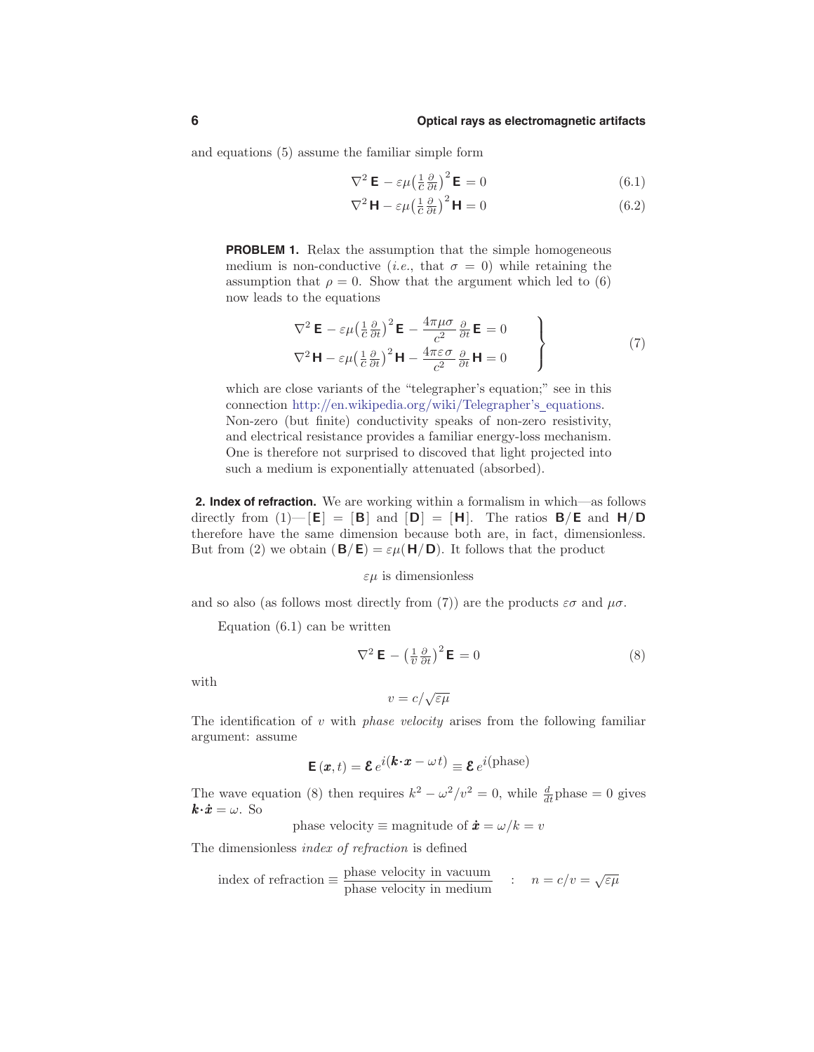and equations (5) assume the familiar simple form

$$\nabla^2 \mathbf{E} - \varepsilon\mu\big(\tfrac{1}{c}\tfrac{\partial}{\partial t}\big)^2 \mathbf{E} = 0 \tag{6.1}$$

$$\nabla^2 \mathbf{H} - \varepsilon\mu\big(\tfrac{1}{c}\tfrac{\partial}{\partial t}\big)^2 \mathbf{H} = 0 \tag{6.2}$$

**PROBLEM 1.** Relax the assumption that the simple homogeneous medium is non-conductive (*i.e.*, that $\sigma = 0$) while retaining the assumption that $\rho = 0$. Show that the argument which led to (6) now leads to the equations

$$\left.\begin{aligned} \nabla^2 \mathbf{E} - \varepsilon\mu\big(\tfrac{1}{c}\tfrac{\partial}{\partial t}\big)^2 \mathbf{E} - \frac{4\pi\mu\sigma}{c^2}\,\tfrac{\partial}{\partial t}\mathbf{E} = 0 \\ \nabla^2 \mathbf{H} - \varepsilon\mu\big(\tfrac{1}{c}\tfrac{\partial}{\partial t}\big)^2 \mathbf{H} - \frac{4\pi\varepsilon\sigma}{c^2}\,\tfrac{\partial}{\partial t}\mathbf{H} = 0 \end{aligned}\right\} \tag{7}$$

which are close variants of the "telegrapher's equation;" see in this connection http://en.wikipedia.org/wiki/Telegrapher's_equations. Non-zero (but finite) conductivity speaks of non-zero resistivity, and electrical resistance provides a familiar energy-loss mechanism. One is therefore not surprised to discoved that light projected into such a medium is exponentially attenuated (absorbed).

**2. Index of refraction.** We are working within a formalism in which—as follows directly from (1)—$[\mathbf{E}] = [\mathbf{B}]$ and $[\mathbf{D}] = [\mathbf{H}]$. The ratios $\mathbf{B}/\mathbf{E}$ and $\mathbf{H}/\mathbf{D}$ therefore have the same dimension because both are, in fact, dimensionless. But from (2) we obtain $(\mathbf{B}/\mathbf{E}) = \varepsilon\mu(\mathbf{H}/\mathbf{D})$. It follows that the product

$$\varepsilon\mu \text{ is dimensionless}$$

and so also (as follows most directly from (7)) are the products $\varepsilon\sigma$ and $\mu\sigma$.

Equation (6.1) can be written

$$\nabla^2 \mathbf{E} - \big(\tfrac{1}{v}\tfrac{\partial}{\partial t}\big)^2 \mathbf{E} = 0 \tag{8}$$

with

$$v = c/\sqrt{\varepsilon\mu}$$

The identification of $v$ with *phase velocity* arises from the following familiar argument: assume

$$\mathbf{E}(\boldsymbol{x},t) = \boldsymbol{\mathcal{E}}\, e^{i(\boldsymbol{k}\cdot\boldsymbol{x} - \omega t)} \equiv \boldsymbol{\mathcal{E}}\, e^{i(\text{phase})}$$

The wave equation (8) then requires $k^2 - \omega^2/v^2 = 0$, while $\frac{d}{dt}\text{phase} = 0$ gives $\boldsymbol{k}\cdot\dot{\boldsymbol{x}} = \omega$. So

$$\text{phase velocity} \equiv \text{magnitude of } \dot{\boldsymbol{x}} = \omega/k = v$$

The dimensionless *index of refraction* is defined

$$\text{index of refraction} \equiv \frac{\text{phase velocity in vacuum}}{\text{phase velocity in medium}} \quad : \quad n = c/v = \sqrt{\varepsilon\mu}$$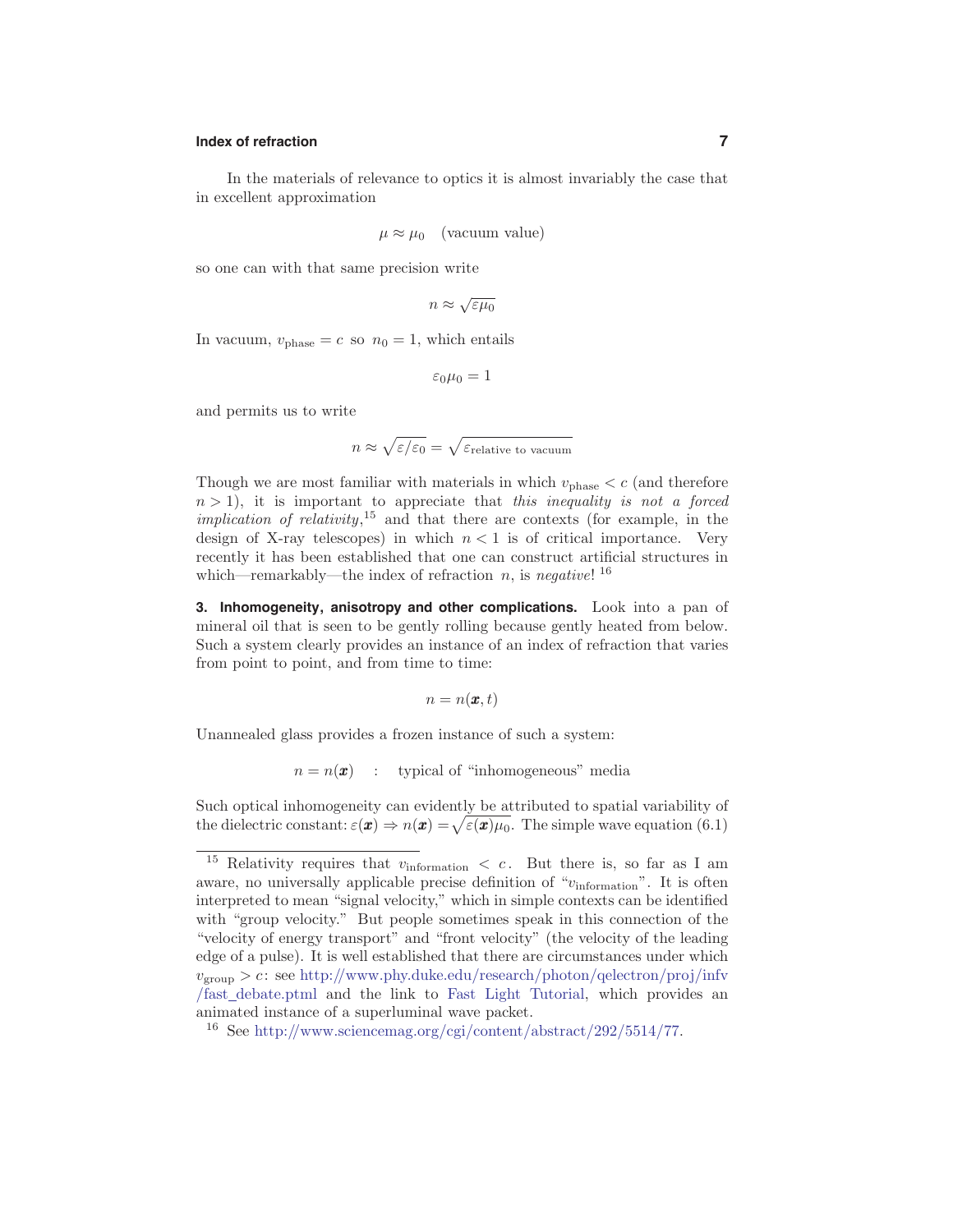In the materials of relevance to optics it is almost invariably the case that in excellent approximation

$$\mu \approx \mu_0 \quad \text{(vacuum value)}$$

so one can with that same precision write

$$n \approx \sqrt{\varepsilon\mu_0}$$

In vacuum, $v_{\text{phase}} = c$ so $n_0 = 1$, which entails

$$\varepsilon_0\mu_0 = 1$$

and permits us to write

$$n \approx \sqrt{\varepsilon/\varepsilon_0} = \sqrt{\varepsilon_{\text{relative to vacuum}}}$$

Though we are most familiar with materials in which $v_{\text{phase}} < c$ (and therefore $n > 1$), it is important to appreciate that *this inequality is not a forced implication of relativity*,[15] and that there are contexts (for example, in the design of X-ray telescopes) in which $n < 1$ is of critical importance. Very recently it has been established that one can construct artificial structures in which—remarkably—the index of refraction $n$, is *negative*! [16]

**3. Inhomogeneity, anisotropy and other complications.** Look into a pan of mineral oil that is seen to be gently rolling because gently heated from below. Such a system clearly provides an instance of an index of refraction that varies from point to point, and from time to time:

$$n = n(\boldsymbol{x}, t)$$

Unannealed glass provides a frozen instance of such a system:

$$n = n(\boldsymbol{x}) \quad : \quad \text{typical of “inhomogeneous” media}$$

Such optical inhomogeneity can evidently be attributed to spatial variability of the dielectric constant: $\varepsilon(\boldsymbol{x}) \Rightarrow n(\boldsymbol{x}) = \sqrt{\varepsilon(\boldsymbol{x})\mu_0}$. The simple wave equation (6.1)

---

[15] Relativity requires that $v_{\text{information}} < c$. But there is, so far as I am aware, no universally applicable precise definition of “$v_{\text{information}}$”. It is often interpreted to mean “signal velocity,” which in simple contexts can be identified with “group velocity.” But people sometimes speak in this connection of the “velocity of energy transport” and “front velocity” (the velocity of the leading edge of a pulse). It is well established that there are circumstances under which $v_{\text{group}} > c$: see http://www.phy.duke.edu/research/photon/qelectron/proj/infv/fast_debate.ptml and the link to Fast Light Tutorial, which provides an animated instance of a superluminal wave packet.

[16] See http://www.sciencemag.org/cgi/content/abstract/292/5514/77.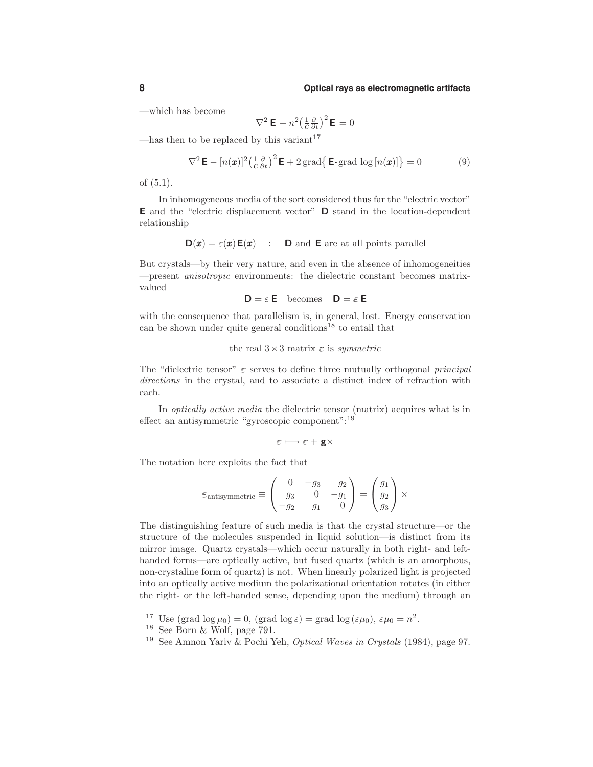—which has become

$$\nabla^2 \mathbf{E} - n^2\big(\tfrac{1}{c}\tfrac{\partial}{\partial t}\big)^2 \mathbf{E} = 0$$

—has then to be replaced by this variant[17]

$$\nabla^2 \mathbf{E} - [n(\boldsymbol{x})]^2\big(\tfrac{1}{c}\tfrac{\partial}{\partial t}\big)^2 \mathbf{E} + 2\,\text{grad}\big\{\,\mathbf{E}\cdot\text{grad}\,\log[n(\boldsymbol{x})]\big\} = 0 \tag{9}$$

of (5.1).

In inhomogeneous media of the sort considered thus far the "electric vector" $\mathbf{E}$ and the "electric displacement vector" $\mathbf{D}$ stand in the location-dependent relationship

$$\mathbf{D}(\boldsymbol{x}) = \varepsilon(\boldsymbol{x})\,\mathbf{E}(\boldsymbol{x}) \quad : \quad \mathbf{D} \text{ and } \mathbf{E} \text{ are at all points parallel}$$

But crystals—by their very nature, and even in the absence of inhomogeneities —present *anisotropic* environments: the dielectric constant becomes matrix-valued

$$\mathbf{D} = \varepsilon\,\mathbf{E} \quad \text{becomes} \quad \mathbf{D} = \varepsilon\,\mathbf{E}$$

with the consequence that parallelism is, in general, lost. Energy conservation can be shown under quite general conditions[18] to entail that

the real $3\times 3$ matrix $\varepsilon$ is *symmetric*

The "dielectric tensor" $\varepsilon$ serves to define three mutually orthogonal *principal directions* in the crystal, and to associate a distinct index of refraction with each.

In *optically active media* the dielectric tensor (matrix) acquires what is in effect an antisymmetric "gyroscopic component":[19]

$$\varepsilon \longmapsto \varepsilon + \mathbf{g}\times$$

The notation here exploits the fact that

$$\varepsilon_{\text{antisymmetric}} \equiv \begin{pmatrix} 0 & -g_3 & g_2 \\ g_3 & 0 & -g_1 \\ -g_2 & g_1 & 0 \end{pmatrix} = \begin{pmatrix} g_1 \\ g_2 \\ g_3 \end{pmatrix} \times$$

The distinguishing feature of such media is that the crystal structure—or the structure of the molecules suspended in liquid solution—is distinct from its mirror image. Quartz crystals—which occur naturally in both right- and left-handed forms—are optically active, but fused quartz (which is an amorphous, non-crystaline form of quartz) is not. When linearly polarized light is projected into an optically active medium the polarizational orientation rotates (in either the right- or the left-handed sense, depending upon the medium) through an

---

[17] Use $(\text{grad}\,\log\mu_0) = 0$, $(\text{grad}\,\log\varepsilon) = \text{grad}\,\log(\varepsilon\mu_0)$, $\varepsilon\mu_0 = n^2$.

[18] See Born & Wolf, page 791.

[19] See Amnon Yariv & Pochi Yeh, *Optical Waves in Crystals* (1984), page 97.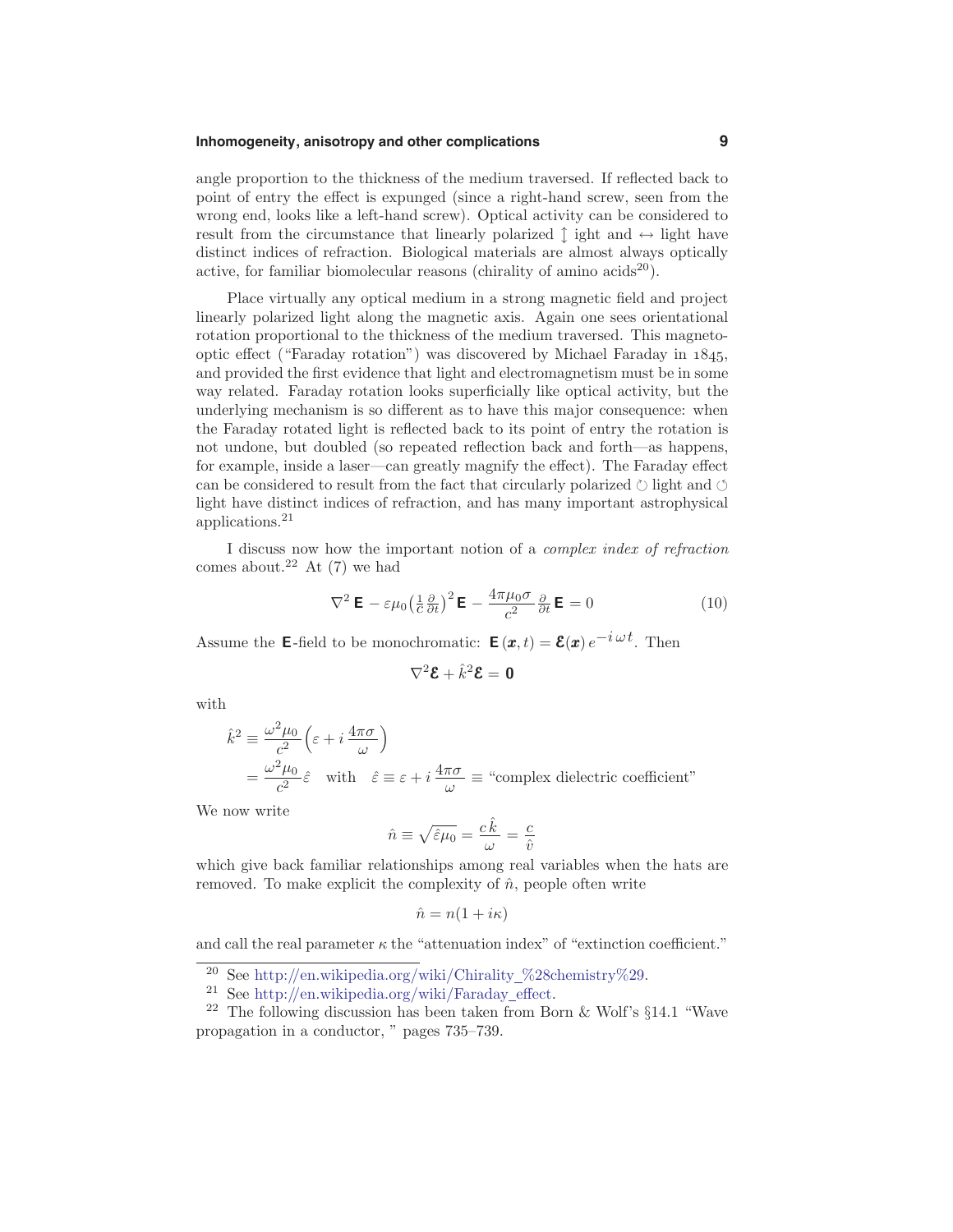angle proportion to the thickness of the medium traversed. If reflected back to point of entry the effect is expunged (since a right-hand screw, seen from the wrong end, looks like a left-hand screw). Optical activity can be considered to result from the circumstance that linearly polarized $\updownarrow$ light and $\leftrightarrow$ light have distinct indices of refraction. Biological materials are almost always optically active, for familiar biomolecular reasons (chirality of amino acids[20]).

Place virtually any optical medium in a strong magnetic field and project linearly polarized light along the magnetic axis. Again one sees orientational rotation proportional to the thickness of the medium traversed. This magneto-optic effect ("Faraday rotation") was discovered by Michael Faraday in 1845, and provided the first evidence that light and electromagnetism must be in some way related. Faraday rotation looks superficially like optical activity, but the underlying mechanism is so different as to have this major consequence: when the Faraday rotated light is reflected back to its point of entry the rotation is not undone, but doubled (so repeated reflection back and forth—as happens, for example, inside a laser—can greatly magnify the effect). The Faraday effect can be considered to result from the fact that circularly polarized $\circlearrowright$ light and $\circlearrowleft$ light have distinct indices of refraction, and has many important astrophysical applications.[21]

I discuss now how the important notion of a *complex index of refraction* comes about.[22] At (7) we had

$$\nabla^2\,\mathbf{E} - \varepsilon\mu_0\big(\tfrac{1}{c}\tfrac{\partial}{\partial t}\big)^2\,\mathbf{E} - \frac{4\pi\mu_0\sigma}{c^2}\tfrac{\partial}{\partial t}\,\mathbf{E} = 0 \tag{10}$$

Assume the $\mathbf{E}$-field to be monochromatic: $\mathbf{E}(\boldsymbol{x},t) = \boldsymbol{\mathcal{E}}(\boldsymbol{x})\,e^{-i\,\omega\,t}$. Then

$$\nabla^2\boldsymbol{\mathcal{E}} + \hat{k}^2\boldsymbol{\mathcal{E}} = \mathbf{0}$$

with

$$\begin{aligned}
\hat{k}^2 &\equiv \frac{\omega^2\mu_0}{c^2}\Big(\varepsilon + i\,\frac{4\pi\sigma}{\omega}\Big)\\
&= \frac{\omega^2\mu_0}{c^2}\hat{\varepsilon} \quad \text{with} \quad \hat{\varepsilon} \equiv \varepsilon + i\,\frac{4\pi\sigma}{\omega} \equiv \text{“complex dielectric coefficient”}
\end{aligned}$$

We now write

$$\hat{n} \equiv \sqrt{\hat{\varepsilon}\mu_0} = \frac{c\,\hat{k}}{\omega} = \frac{c}{\hat{v}}$$

which give back familiar relationships among real variables when the hats are removed. To make explicit the complexity of $\hat{n}$, people often write

$$\hat{n} = n(1 + i\kappa)$$

and call the real parameter $\kappa$ the "attenuation index" of "extinction coefficient."

---

[20] See http://en.wikipedia.org/wiki/Chirality_%28chemistry%29.

[21] See http://en.wikipedia.org/wiki/Faraday_effect.

[22] The following discussion has been taken from Born & Wolf's §14.1 "Wave propagation in a conductor, " pages 735–739.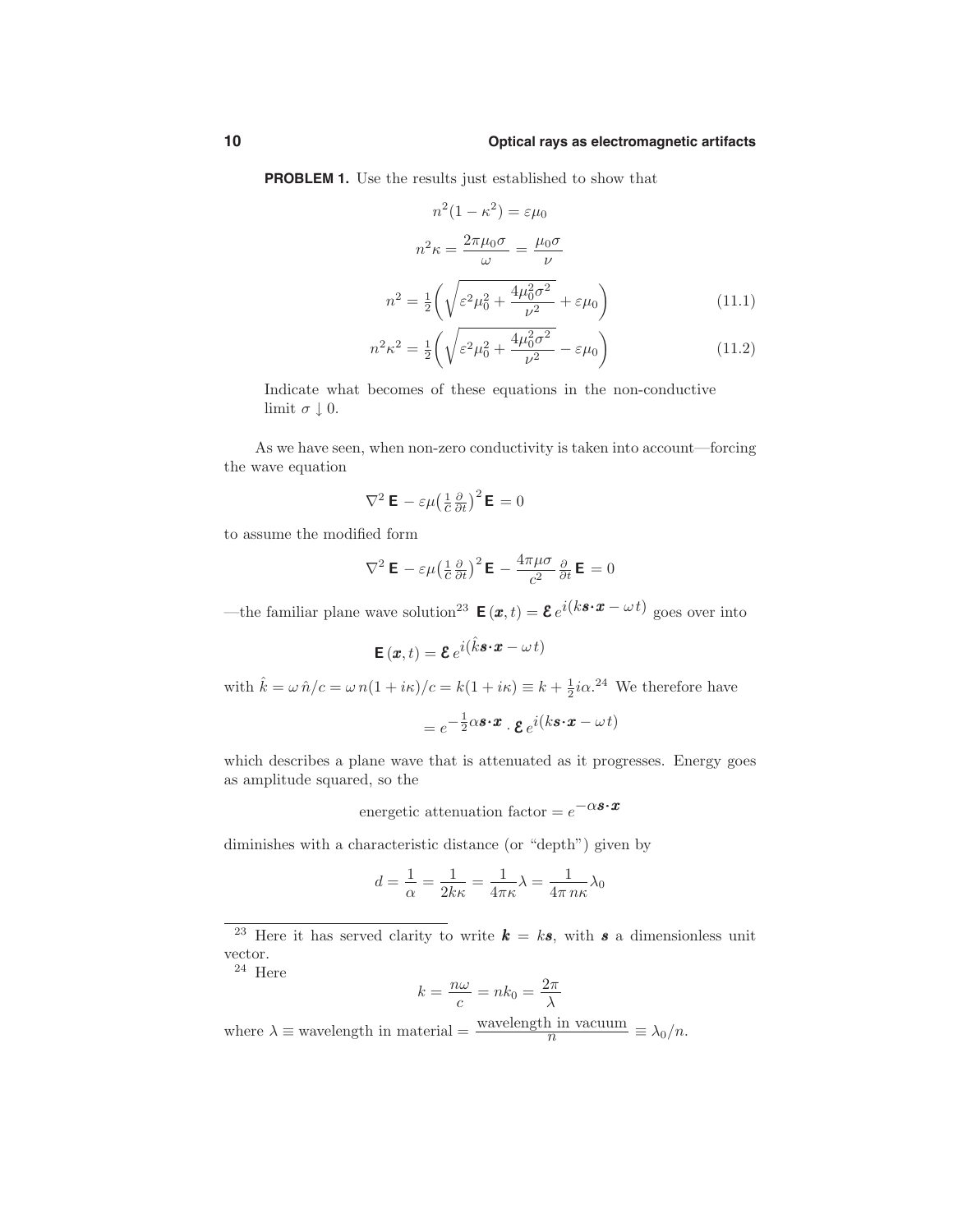**PROBLEM 1.** Use the results just established to show that

$$n^2(1-\kappa^2) = \varepsilon\mu_0$$

$$n^2\kappa = \frac{2\pi\mu_0\sigma}{\omega} = \frac{\mu_0\sigma}{\nu}$$

$$n^2 = \tfrac{1}{2}\bigg(\sqrt{\varepsilon^2\mu_0^2 + \frac{4\mu_0^2\sigma^2}{\nu^2}} + \varepsilon\mu_0\bigg) \tag{11.1}$$

$$n^2\kappa^2 = \tfrac{1}{2}\bigg(\sqrt{\varepsilon^2\mu_0^2 + \frac{4\mu_0^2\sigma^2}{\nu^2}} - \varepsilon\mu_0\bigg) \tag{11.2}$$

Indicate what becomes of these equations in the non-conductive limit $\sigma \downarrow 0$.

As we have seen, when non-zero conductivity is taken into account—forcing the wave equation

$$\nabla^2\,\mathbf{E} - \varepsilon\mu\big(\tfrac{1}{c}\tfrac{\partial}{\partial t}\big)^2\mathbf{E} = 0$$

to assume the modified form

$$\nabla^2\,\mathbf{E} - \varepsilon\mu\big(\tfrac{1}{c}\tfrac{\partial}{\partial t}\big)^2\mathbf{E} - \frac{4\pi\mu\sigma}{c^2}\tfrac{\partial}{\partial t}\,\mathbf{E} = 0$$

—the familiar plane wave solution[23] $\mathbf{E}(\boldsymbol{x},t) = \boldsymbol{\mathcal{E}}\,e^{i(k\boldsymbol{s}\cdot\boldsymbol{x} - \omega t)}$ goes over into

$$\mathbf{E}(\boldsymbol{x},t) = \boldsymbol{\mathcal{E}}\,e^{i(\hat{k}\boldsymbol{s}\cdot\boldsymbol{x} - \omega t)}$$

with $\hat{k} = \omega\,\hat{n}/c = \omega\,n(1+i\kappa)/c = k(1+i\kappa) \equiv k + \tfrac{1}{2}i\alpha$.[24] We therefore have

$$= e^{-\frac{1}{2}\alpha\boldsymbol{s}\cdot\boldsymbol{x}}\cdot\boldsymbol{\mathcal{E}}\,e^{i(k\boldsymbol{s}\cdot\boldsymbol{x} - \omega t)}$$

which describes a plane wave that is attenuated as it progresses. Energy goes as amplitude squared, so the

$$\text{energetic attenuation factor} = e^{-\alpha\boldsymbol{s}\cdot\boldsymbol{x}}$$

diminishes with a characteristic distance (or "depth") given by

$$d = \frac{1}{\alpha} = \frac{1}{2k\kappa} = \frac{1}{4\pi\kappa}\lambda = \frac{1}{4\pi\,n\kappa}\lambda_0$$

---

[23] Here it has served clarity to write $\boldsymbol{k} = k\boldsymbol{s}$, with $\boldsymbol{s}$ a dimensionless unit vector.

[24] Here

$$k = \frac{n\omega}{c} = nk_0 = \frac{2\pi}{\lambda}$$

where $\lambda \equiv$ wavelength in material $= \dfrac{\text{wavelength in vacuum}}{n} \equiv \lambda_0/n$.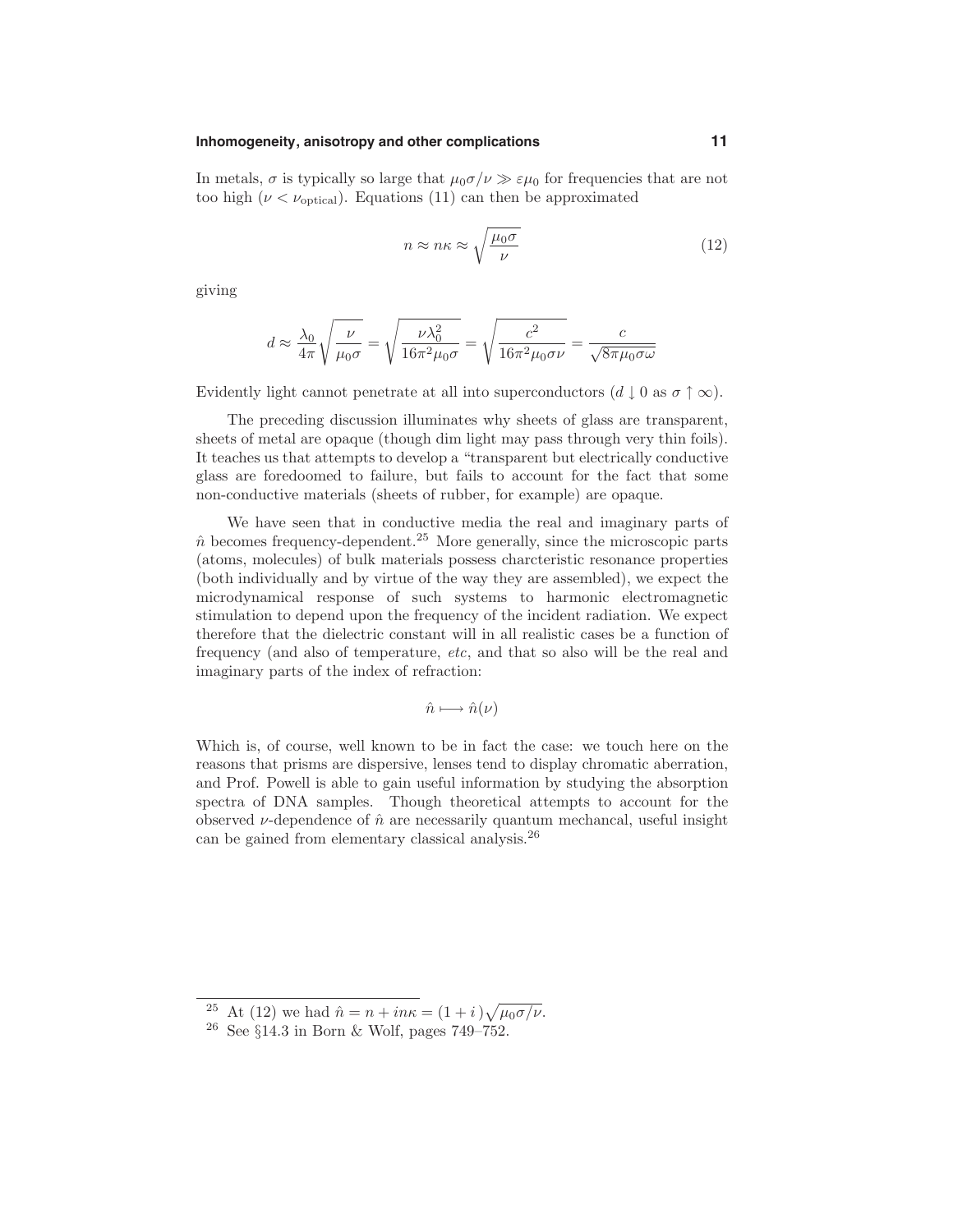In metals, $\sigma$ is typically so large that $\mu_0\sigma/\nu \gg \varepsilon\mu_0$ for frequencies that are not too high ($\nu < \nu_{\text{optical}}$). Equations (11) can then be approximated

$$n \approx n\kappa \approx \sqrt{\frac{\mu_0\sigma}{\nu}} \tag{12}$$

giving

$$d \approx \frac{\lambda_0}{4\pi}\sqrt{\frac{\nu}{\mu_0\sigma}} = \sqrt{\frac{\nu\lambda_0^2}{16\pi^2\mu_0\sigma}} = \sqrt{\frac{c^2}{16\pi^2\mu_0\sigma\nu}} = \frac{c}{\sqrt{8\pi\mu_0\sigma\omega}}$$

Evidently light cannot penetrate at all into superconductors ($d \downarrow 0$ as $\sigma \uparrow \infty$).

The preceding discussion illuminates why sheets of glass are transparent, sheets of metal are opaque (though dim light may pass through very thin foils). It teaches us that attempts to develop a "transparent but electrically conductive glass are foredoomed to failure, but fails to account for the fact that some non-conductive materials (sheets of rubber, for example) are opaque.

We have seen that in conductive media the real and imaginary parts of $\hat{n}$ becomes frequency-dependent.[25] More generally, since the microscopic parts (atoms, molecules) of bulk materials possess charcteristic resonance properties (both individually and by virtue of the way they are assembled), we expect the microdynamical response of such systems to harmonic electromagnetic stimulation to depend upon the frequency of the incident radiation. We expect therefore that the dielectric constant will in all realistic cases be a function of frequency (and also of temperature, *etc*, and that so also will be the real and imaginary parts of the index of refraction:

$$\hat{n} \longmapsto \hat{n}(\nu)$$

Which is, of course, well known to be in fact the case: we touch here on the reasons that prisms are dispersive, lenses tend to display chromatic aberration, and Prof. Powell is able to gain useful information by studying the absorption spectra of DNA samples. Though theoretical attempts to account for the observed $\nu$-dependence of $\hat{n}$ are necessarily quantum mechancal, useful insight can be gained from elementary classical analysis.[26]

---

[25] At (12) we had $\hat{n} = n + in\kappa = (1+i)\sqrt{\mu_0\sigma/\nu}$.

[26] See §14.3 in Born & Wolf, pages 749–752.